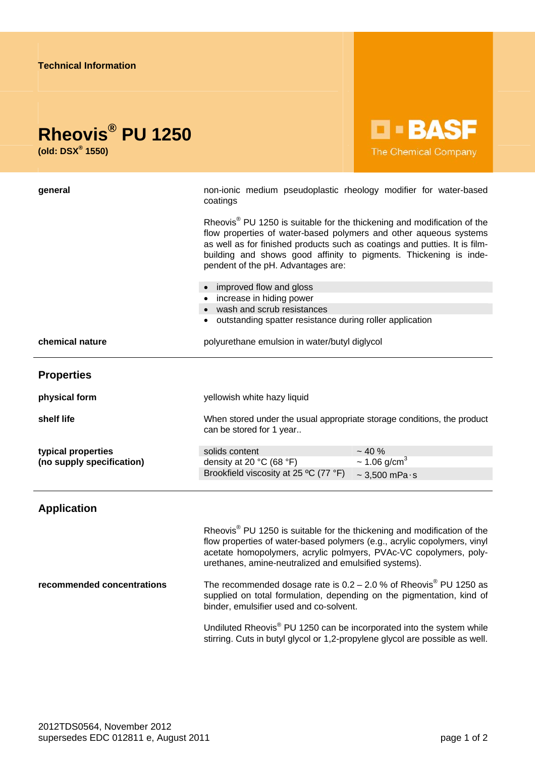Technical Information

# Rheovis® PU 1250

**(old: DSX® 1550)**

BASF
The Chemical Company

**general**

non-ionic medium pseudoplastic rheology modifier for water-based coatings

Rheovis® PU 1250 is suitable for the thickening and modification of the flow properties of water-based polymers and other aqueous systems as well as for finished products such as coatings and putties. It is film-building and shows good affinity to pigments. Thickening is independent of the pH. Advantages are:

- improved flow and gloss
- increase in hiding power
- wash and scrub resistances
- outstanding spatter resistance during roller application

**chemical nature**

polyurethane emulsion in water/butyl diglycol

## Properties

**physical form**

yellowish white hazy liquid

**shelf life**

When stored under the usual appropriate storage conditions, the product can be stored for 1 year..

**typical properties (no supply specification)**

| | |
|---|---|
| solids content | ~ 40 % |
| density at 20 °C (68 °F) | ~ 1.06 g/cm$^3$ |
| Brookfield viscosity at 25 ºC (77 °F) | ~ 3,500 mPa·s |

## Application

Rheovis® PU 1250 is suitable for the thickening and modification of the flow properties of water-based polymers (e.g., acrylic copolymers, vinyl acetate homopolymers, acrylic polmyers, PVAc-VC copolymers, polyurethanes, amine-neutralized and emulsified systems).

**recommended concentrations**

The recommended dosage rate is 0.2 – 2.0 % of Rheovis® PU 1250 as supplied on total formulation, depending on the pigmentation, kind of binder, emulsifier used and co-solvent.

Undiluted Rheovis® PU 1250 can be incorporated into the system while stirring. Cuts in butyl glycol or 1,2-propylene glycol are possible as well.

2012TDS0564, November 2012
supersedes EDC 012811 e, August 2011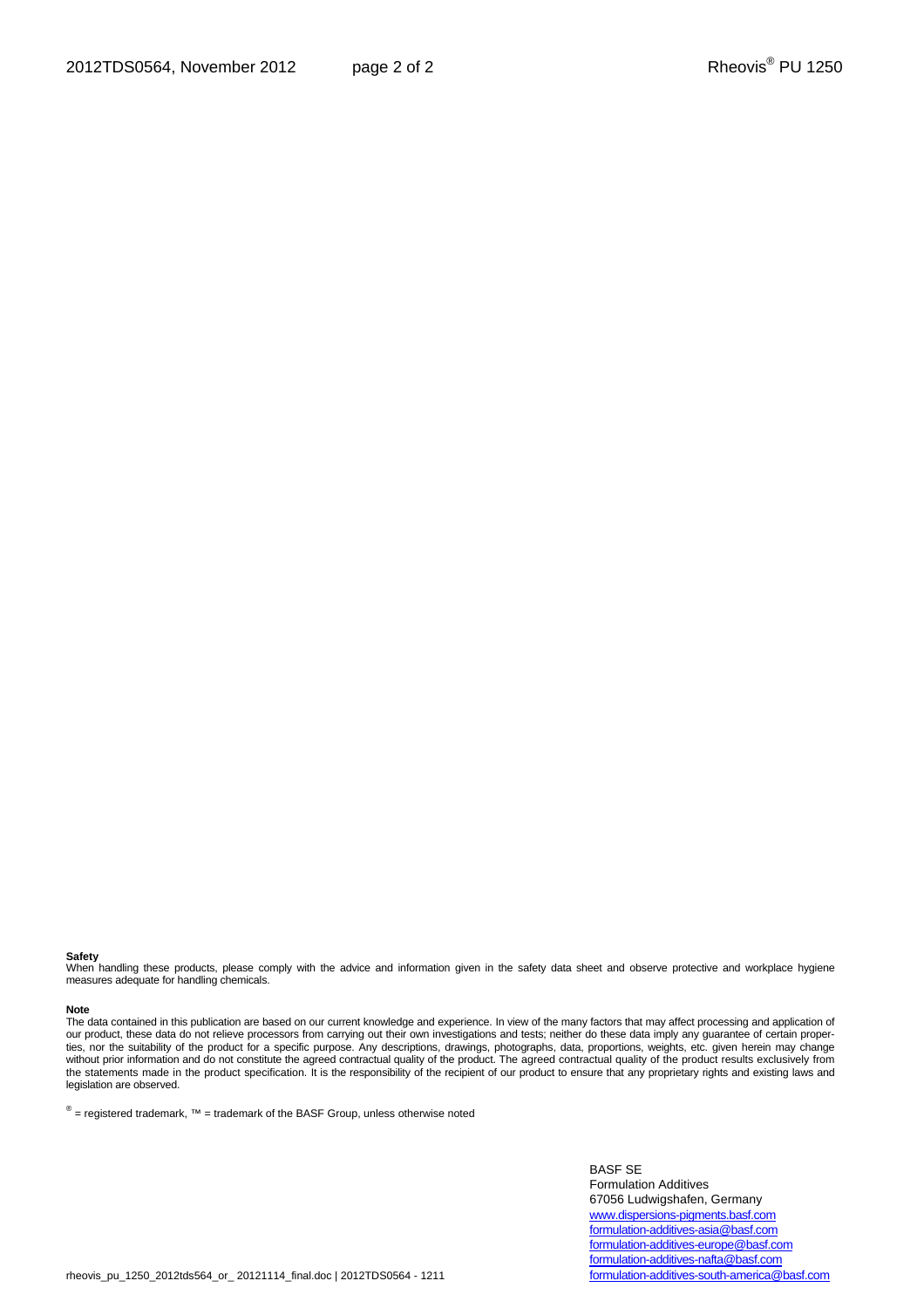**Safety**

When handling these products, please comply with the advice and information given in the safety data sheet and observe protective and workplace hygiene measures adequate for handling chemicals.

**Note**

The data contained in this publication are based on our current knowledge and experience. In view of the many factors that may affect processing and application of our product, these data do not relieve processors from carrying out their own investigations and tests; neither do these data imply any guarantee of certain properties, nor the suitability of the product for a specific purpose. Any descriptions, drawings, photographs, data, proportions, weights, etc. given herein may change without prior information and do not constitute the agreed contractual quality of the product. The agreed contractual quality of the product results exclusively from the statements made in the product specification. It is the responsibility of the recipient of our product to ensure that any proprietary rights and existing laws and legislation are observed.

® = registered trademark, ™ = trademark of the BASF Group, unless otherwise noted

BASF SE
Formulation Additives
67056 Ludwigshafen, Germany
www.dispersions-pigments.basf.com
formulation-additives-asia@basf.com
formulation-additives-europe@basf.com
formulation-additives-nafta@basf.com
formulation-additives-south-america@basf.com

rheovis_pu_1250_2012tds564_or_ 20121114_final.doc | 2012TDS0564 - 1211